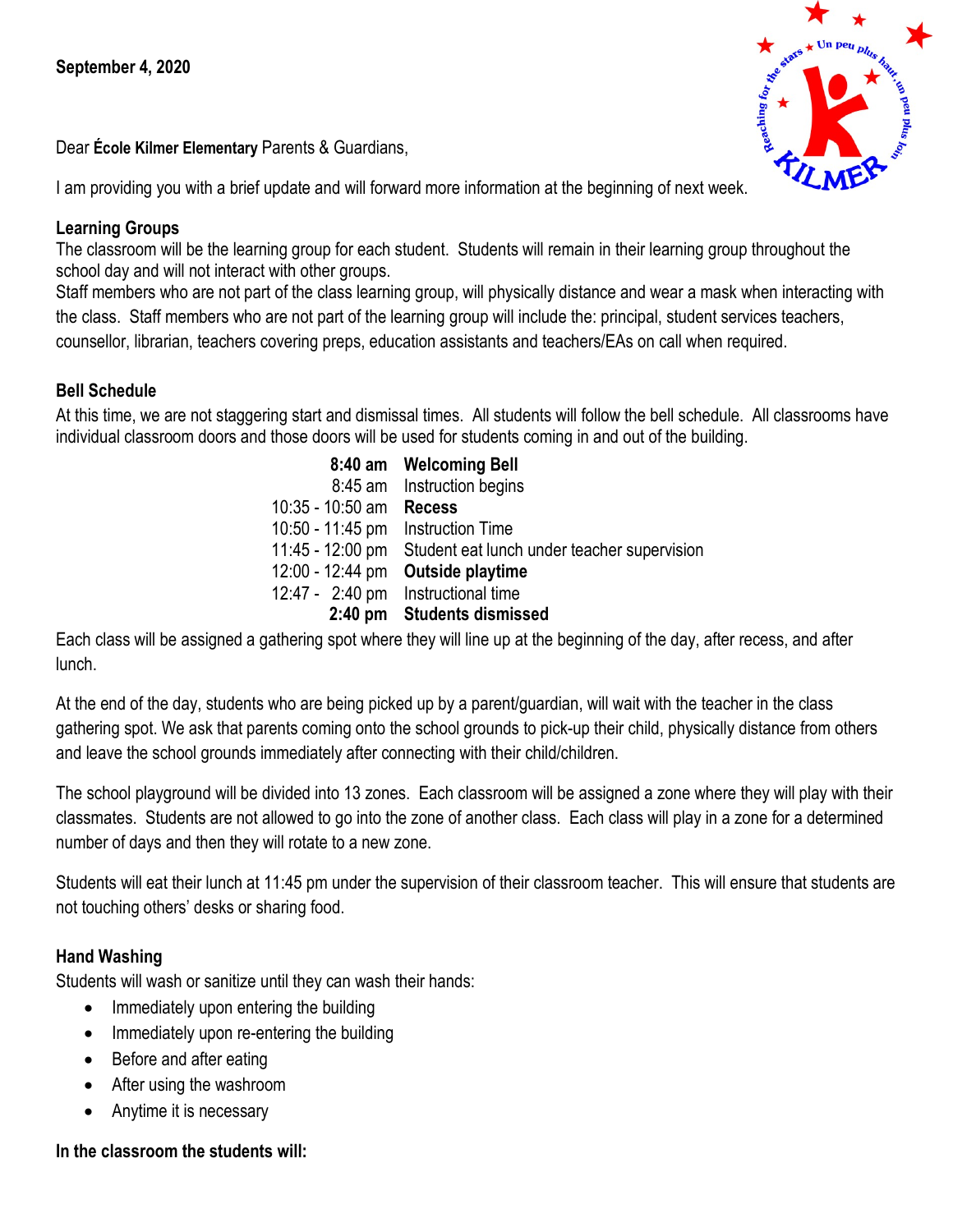**September 4, 2020**

Dear **École Kilmer Elementary** Parents & Guardians,

I am providing you with a brief update and will forward more information at the beginning of next week.

## Learning Groups

The classroom will be the learning group for each student. Students will remain in their learning group throughout the school day and will not interact with other groups.

Staff members who are not part of the class learning group, will physically distance and wear a mask when interacting with the class. Staff members who are not part of the learning group will include the: principal, student services teachers, counsellor, librarian, teachers covering preps, education assistants and teachers/EAs on call when required.

## Bell Schedule

At this time, we are not staggering start and dismissal times. All students will follow the bell schedule. All classrooms have individual classroom doors and those doors will be used for students coming in and out of the building.

| | |
|---|---|
| **8:40 am** | **Welcoming Bell** |
| 8:45 am | Instruction begins |
| 10:35 - 10:50 am | **Recess** |
| 10:50 - 11:45 pm | Instruction Time |
| 11:45 - 12:00 pm | Student eat lunch under teacher supervision |
| 12:00 - 12:44 pm | **Outside playtime** |
| 12:47 - 2:40 pm | Instructional time |
| **2:40 pm** | **Students dismissed** |

Each class will be assigned a gathering spot where they will line up at the beginning of the day, after recess, and after lunch.

At the end of the day, students who are being picked up by a parent/guardian, will wait with the teacher in the class gathering spot. We ask that parents coming onto the school grounds to pick-up their child, physically distance from others and leave the school grounds immediately after connecting with their child/children.

The school playground will be divided into 13 zones. Each classroom will be assigned a zone where they will play with their classmates. Students are not allowed to go into the zone of another class. Each class will play in a zone for a determined number of days and then they will rotate to a new zone.

Students will eat their lunch at 11:45 pm under the supervision of their classroom teacher. This will ensure that students are not touching others' desks or sharing food.

## Hand Washing

Students will wash or sanitize until they can wash their hands:

- Immediately upon entering the building
- Immediately upon re-entering the building
- Before and after eating
- After using the washroom
- Anytime it is necessary

**In the classroom the students will:**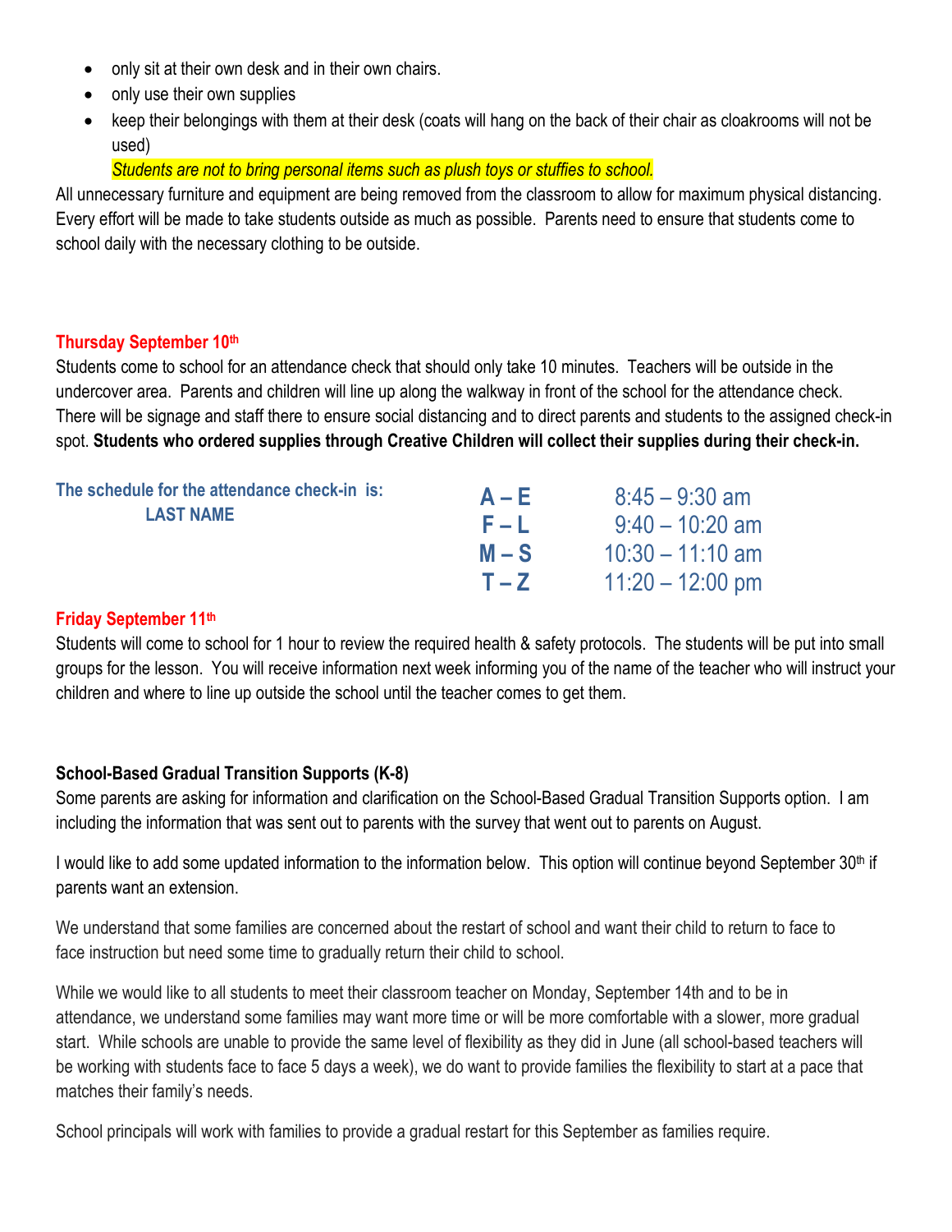- only sit at their own desk and in their own chairs.
- only use their own supplies
- keep their belongings with them at their desk (coats will hang on the back of their chair as cloakrooms will not be used)

  *Students are not to bring personal items such as plush toys or stuffies to school.*

All unnecessary furniture and equipment are being removed from the classroom to allow for maximum physical distancing. Every effort will be made to take students outside as much as possible. Parents need to ensure that students come to school daily with the necessary clothing to be outside.

### Thursday September 10th

Students come to school for an attendance check that should only take 10 minutes. Teachers will be outside in the undercover area. Parents and children will line up along the walkway in front of the school for the attendance check. There will be signage and staff there to ensure social distancing and to direct parents and students to the assigned check-in spot. **Students who ordered supplies through Creative Children will collect their supplies during their check-in.**

**The schedule for the attendance check-in is:**
**LAST NAME**

| | |
|---|---|
| **A – E** | 8:45 – 9:30 am |
| **F – L** | 9:40 – 10:20 am |
| **M – S** | 10:30 – 11:10 am |
| **T – Z** | 11:20 – 12:00 pm |

### Friday September 11th

Students will come to school for 1 hour to review the required health & safety protocols. The students will be put into small groups for the lesson. You will receive information next week informing you of the name of the teacher who will instruct your children and where to line up outside the school until the teacher comes to get them.

### School-Based Gradual Transition Supports (K-8)

Some parents are asking for information and clarification on the School-Based Gradual Transition Supports option. I am including the information that was sent out to parents with the survey that went out to parents on August.

I would like to add some updated information to the information below. This option will continue beyond September 30th if parents want an extension.

We understand that some families are concerned about the restart of school and want their child to return to face to face instruction but need some time to gradually return their child to school.

While we would like to all students to meet their classroom teacher on Monday, September 14th and to be in attendance, we understand some families may want more time or will be more comfortable with a slower, more gradual start. While schools are unable to provide the same level of flexibility as they did in June (all school-based teachers will be working with students face to face 5 days a week), we do want to provide families the flexibility to start at a pace that matches their family's needs.

School principals will work with families to provide a gradual restart for this September as families require.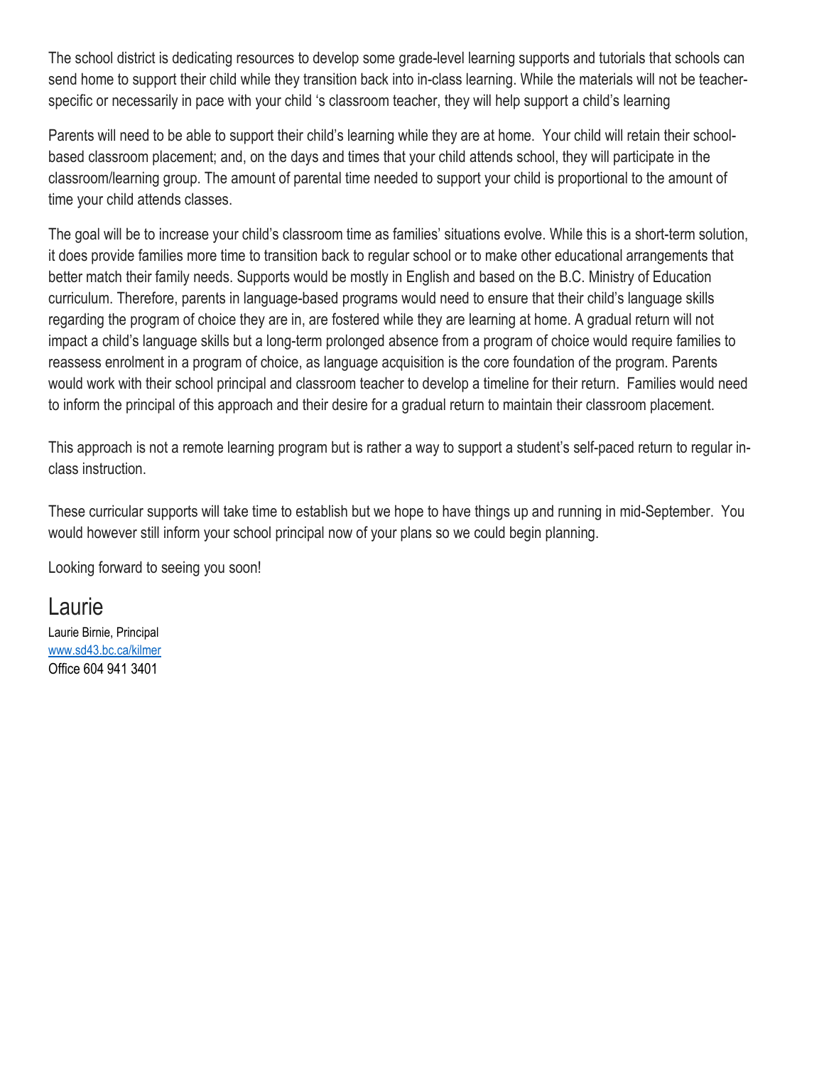The school district is dedicating resources to develop some grade-level learning supports and tutorials that schools can send home to support their child while they transition back into in-class learning. While the materials will not be teacher-specific or necessarily in pace with your child 's classroom teacher, they will help support a child's learning

Parents will need to be able to support their child's learning while they are at home. Your child will retain their school-based classroom placement; and, on the days and times that your child attends school, they will participate in the classroom/learning group. The amount of parental time needed to support your child is proportional to the amount of time your child attends classes.

The goal will be to increase your child's classroom time as families' situations evolve. While this is a short-term solution, it does provide families more time to transition back to regular school or to make other educational arrangements that better match their family needs. Supports would be mostly in English and based on the B.C. Ministry of Education curriculum. Therefore, parents in language-based programs would need to ensure that their child's language skills regarding the program of choice they are in, are fostered while they are learning at home. A gradual return will not impact a child's language skills but a long-term prolonged absence from a program of choice would require families to reassess enrolment in a program of choice, as language acquisition is the core foundation of the program. Parents would work with their school principal and classroom teacher to develop a timeline for their return. Families would need to inform the principal of this approach and their desire for a gradual return to maintain their classroom placement.

This approach is not a remote learning program but is rather a way to support a student's self-paced return to regular in-class instruction.

These curricular supports will take time to establish but we hope to have things up and running in mid-September. You would however still inform your school principal now of your plans so we could begin planning.

Looking forward to seeing you soon!

Laurie

Laurie Birnie, Principal
[www.sd43.bc.ca/kilmer](http://www.sd43.bc.ca/kilmer)
Office 604 941 3401